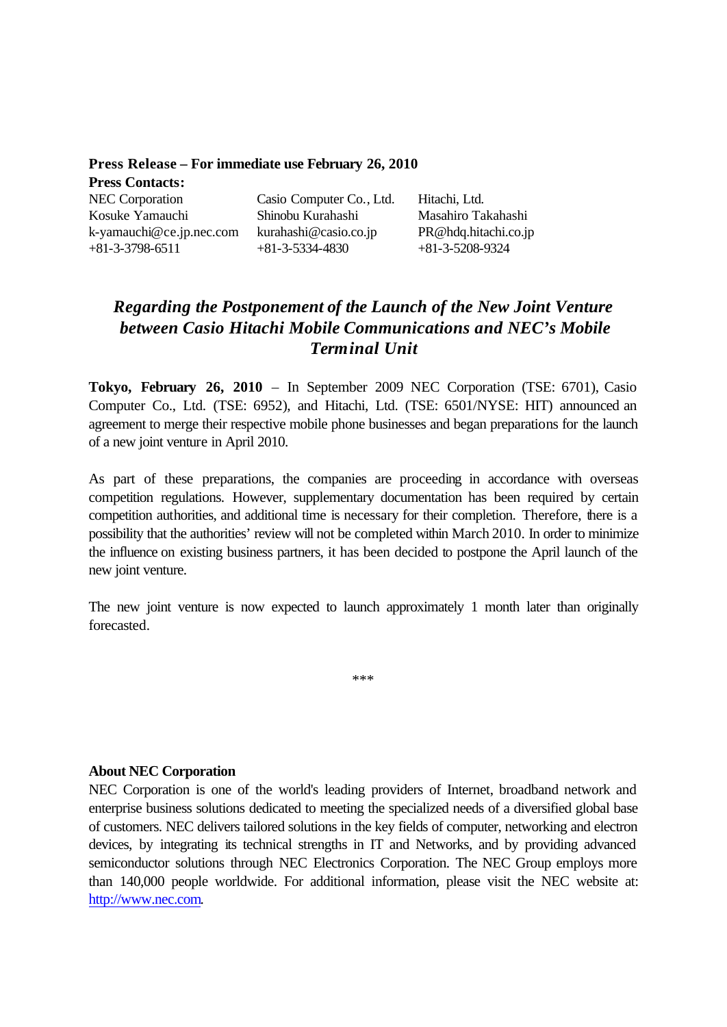**Press Release – For immediate use February 26, 2010**

**Press Contacts:**

| NEC Corporation | Casio Computer Co., Ltd. | Hitachi, Ltd. |
|---|---|---|
| Kosuke Yamauchi | Shinobu Kurahashi | Masahiro Takahashi |
| k-yamauchi@ce.jp.nec.com | kurahashi@casio.co.jp | PR@hdq.hitachi.co.jp |
| +81-3-3798-6511 | +81-3-5334-4830 | +81-3-5208-9324 |

# *Regarding the Postponement of the Launch of the New Joint Venture between Casio Hitachi Mobile Communications and NEC's Mobile Terminal Unit*

**Tokyo, February 26, 2010** – In September 2009 NEC Corporation (TSE: 6701), Casio Computer Co., Ltd. (TSE: 6952), and Hitachi, Ltd. (TSE: 6501/NYSE: HIT) announced an agreement to merge their respective mobile phone businesses and began preparations for the launch of a new joint venture in April 2010.

As part of these preparations, the companies are proceeding in accordance with overseas competition regulations. However, supplementary documentation has been required by certain competition authorities, and additional time is necessary for their completion. Therefore, there is a possibility that the authorities' review will not be completed within March 2010. In order to minimize the influence on existing business partners, it has been decided to postpone the April launch of the new joint venture.

The new joint venture is now expected to launch approximately 1 month later than originally forecasted.

***

**About NEC Corporation**

NEC Corporation is one of the world's leading providers of Internet, broadband network and enterprise business solutions dedicated to meeting the specialized needs of a diversified global base of customers. NEC delivers tailored solutions in the key fields of computer, networking and electron devices, by integrating its technical strengths in IT and Networks, and by providing advanced semiconductor solutions through NEC Electronics Corporation. The NEC Group employs more than 140,000 people worldwide. For additional information, please visit the NEC website at: http://www.nec.com.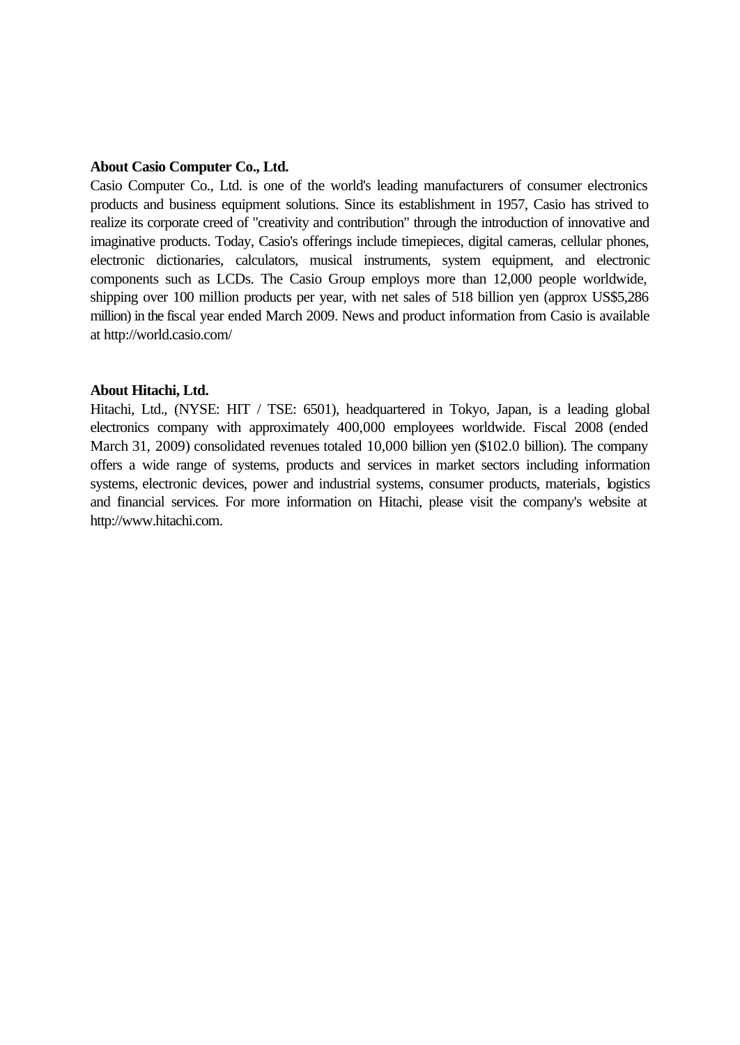**About Casio Computer Co., Ltd.**

Casio Computer Co., Ltd. is one of the world's leading manufacturers of consumer electronics products and business equipment solutions. Since its establishment in 1957, Casio has strived to realize its corporate creed of "creativity and contribution" through the introduction of innovative and imaginative products. Today, Casio's offerings include timepieces, digital cameras, cellular phones, electronic dictionaries, calculators, musical instruments, system equipment, and electronic components such as LCDs. The Casio Group employs more than 12,000 people worldwide, shipping over 100 million products per year, with net sales of 518 billion yen (approx US$5,286 million) in the fiscal year ended March 2009. News and product information from Casio is available at http://world.casio.com/

**About Hitachi, Ltd.**

Hitachi, Ltd., (NYSE: HIT / TSE: 6501), headquartered in Tokyo, Japan, is a leading global electronics company with approximately 400,000 employees worldwide. Fiscal 2008 (ended March 31, 2009) consolidated revenues totaled 10,000 billion yen ($102.0 billion). The company offers a wide range of systems, products and services in market sectors including information systems, electronic devices, power and industrial systems, consumer products, materials, logistics and financial services. For more information on Hitachi, please visit the company's website at http://www.hitachi.com.